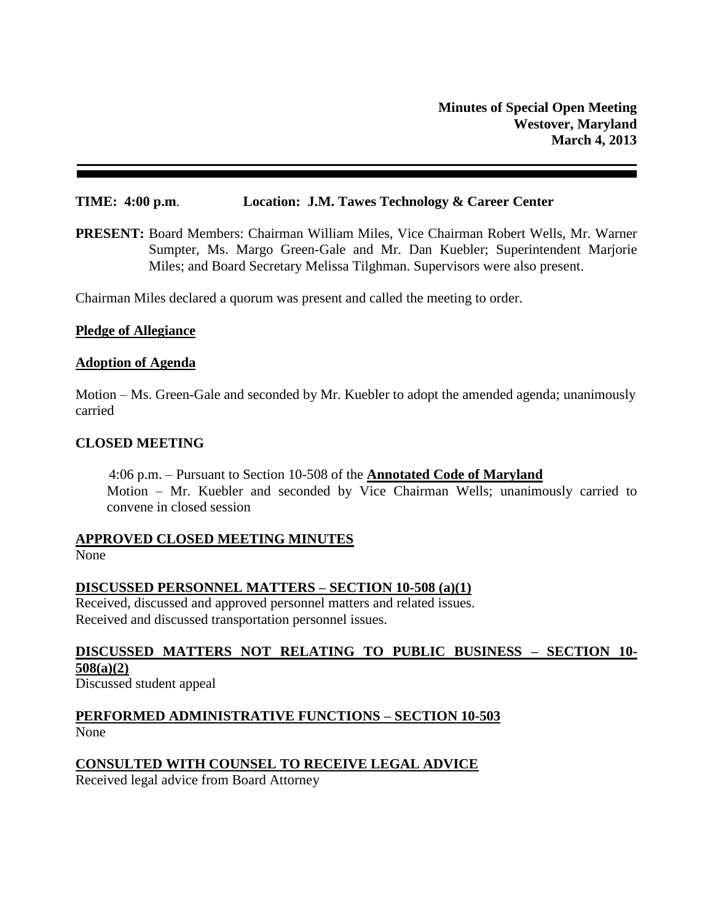**Minutes of Special Open Meeting**
**Westover, Maryland**
**March 4, 2013**

---

**TIME: 4:00 p.m.** **Location: J.M. Tawes Technology & Career Center**

**PRESENT:** Board Members: Chairman William Miles, Vice Chairman Robert Wells, Mr. Warner Sumpter, Ms. Margo Green-Gale and Mr. Dan Kuebler; Superintendent Marjorie Miles; and Board Secretary Melissa Tilghman. Supervisors were also present.

Chairman Miles declared a quorum was present and called the meeting to order.

**Pledge of Allegiance**

**Adoption of Agenda**

Motion – Ms. Green-Gale and seconded by Mr. Kuebler to adopt the amended agenda; unanimously carried

**CLOSED MEETING**

4:06 p.m. – Pursuant to Section 10-508 of the **Annotated Code of Maryland**
Motion – Mr. Kuebler and seconded by Vice Chairman Wells; unanimously carried to convene in closed session

**APPROVED CLOSED MEETING MINUTES**
None

**DISCUSSED PERSONNEL MATTERS – SECTION 10-508 (a)(1)**
Received, discussed and approved personnel matters and related issues.
Received and discussed transportation personnel issues.

**DISCUSSED MATTERS NOT RELATING TO PUBLIC BUSINESS – SECTION 10-508(a)(2)**
Discussed student appeal

**PERFORMED ADMINISTRATIVE FUNCTIONS – SECTION 10-503**
None

**CONSULTED WITH COUNSEL TO RECEIVE LEGAL ADVICE**
Received legal advice from Board Attorney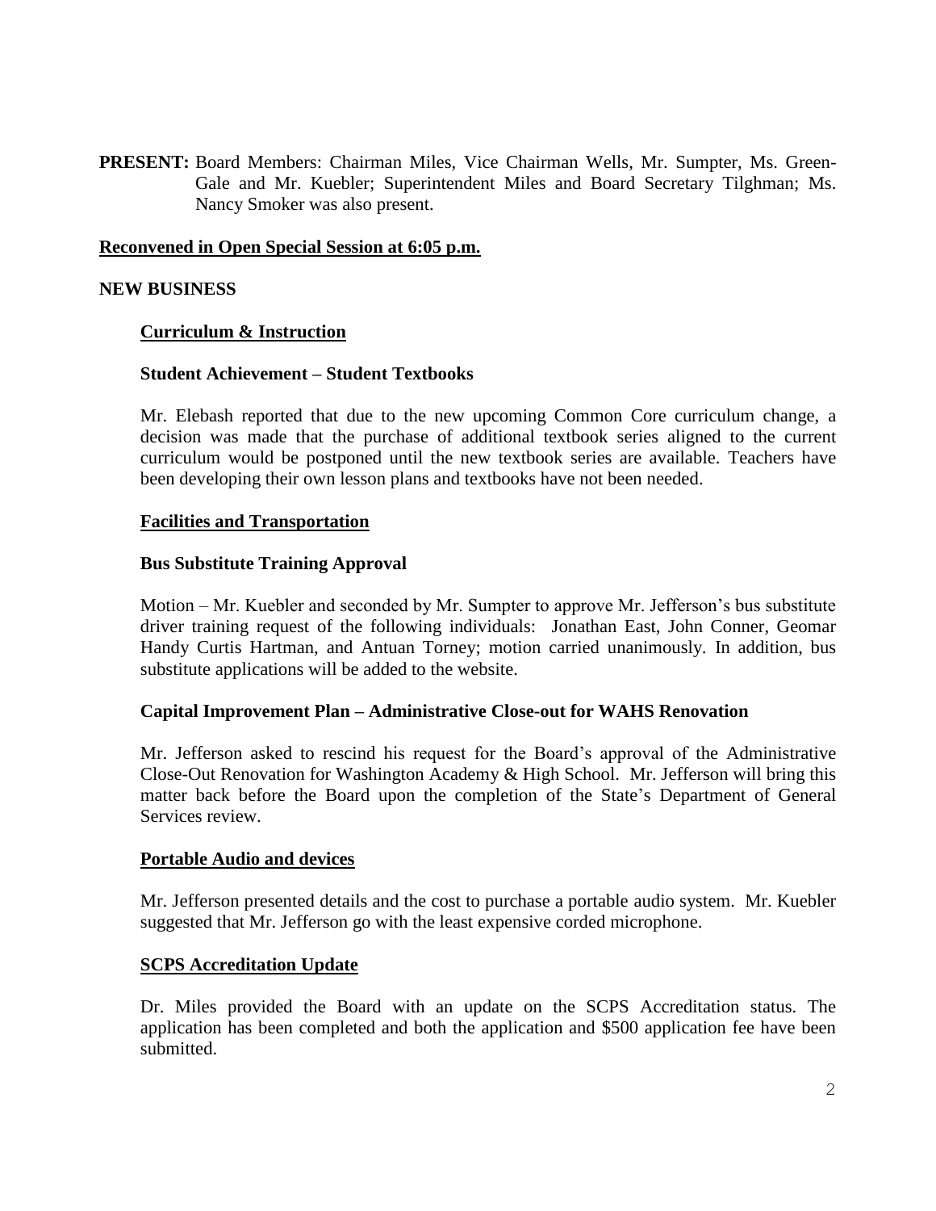**PRESENT:** Board Members: Chairman Miles, Vice Chairman Wells, Mr. Sumpter, Ms. Green-Gale and Mr. Kuebler; Superintendent Miles and Board Secretary Tilghman; Ms. Nancy Smoker was also present.

**Reconvened in Open Special Session at 6:05 p.m.**

**NEW BUSINESS**

**Curriculum & Instruction**

**Student Achievement – Student Textbooks**

Mr. Elebash reported that due to the new upcoming Common Core curriculum change, a decision was made that the purchase of additional textbook series aligned to the current curriculum would be postponed until the new textbook series are available. Teachers have been developing their own lesson plans and textbooks have not been needed.

**Facilities and Transportation**

**Bus Substitute Training Approval**

Motion – Mr. Kuebler and seconded by Mr. Sumpter to approve Mr. Jefferson's bus substitute driver training request of the following individuals: Jonathan East, John Conner, Geomar Handy Curtis Hartman, and Antuan Torney; motion carried unanimously. In addition, bus substitute applications will be added to the website.

**Capital Improvement Plan – Administrative Close-out for WAHS Renovation**

Mr. Jefferson asked to rescind his request for the Board's approval of the Administrative Close-Out Renovation for Washington Academy & High School. Mr. Jefferson will bring this matter back before the Board upon the completion of the State's Department of General Services review.

**Portable Audio and devices**

Mr. Jefferson presented details and the cost to purchase a portable audio system. Mr. Kuebler suggested that Mr. Jefferson go with the least expensive corded microphone.

**SCPS Accreditation Update**

Dr. Miles provided the Board with an update on the SCPS Accreditation status. The application has been completed and both the application and $500 application fee have been submitted.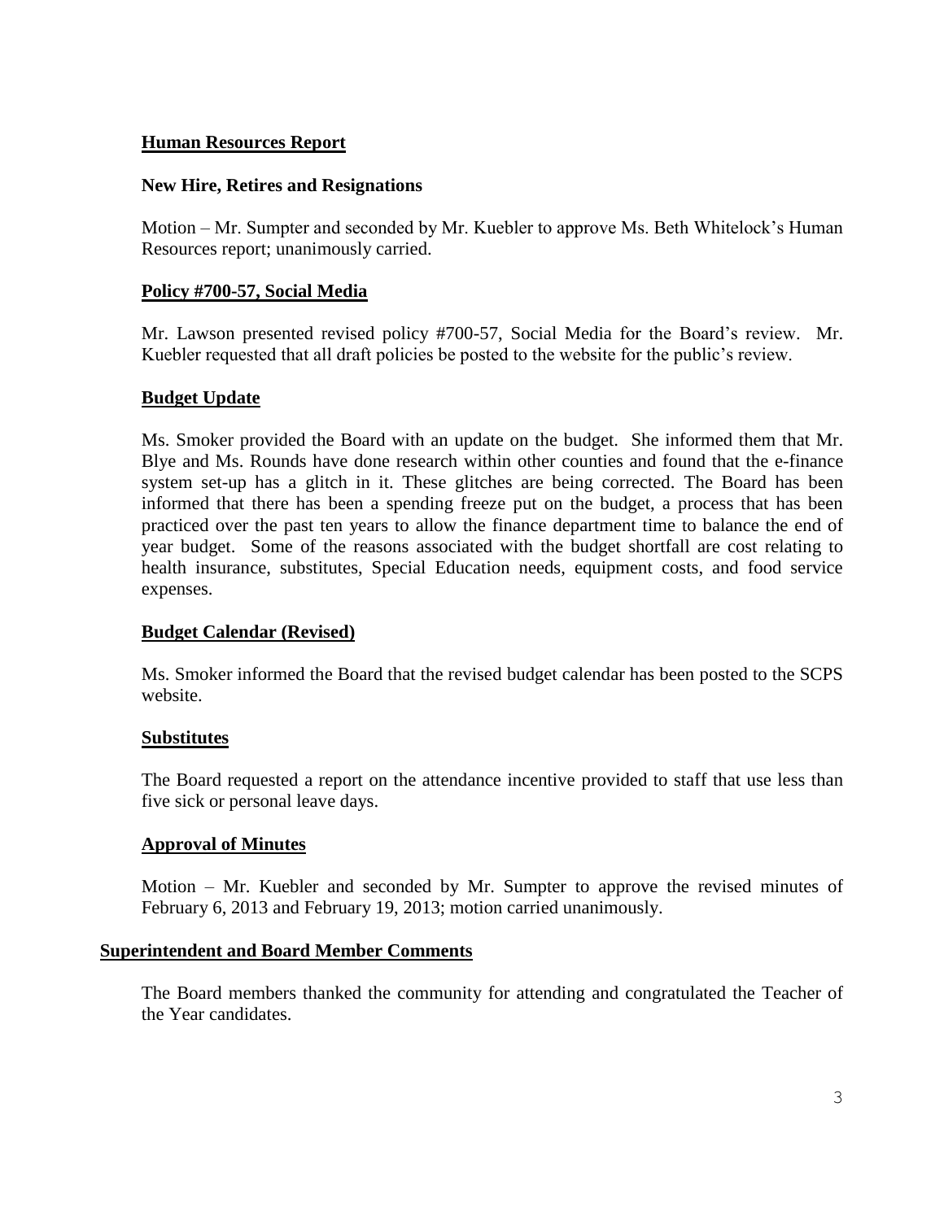## Human Resources Report

### New Hire, Retires and Resignations

Motion – Mr. Sumpter and seconded by Mr. Kuebler to approve Ms. Beth Whitelock's Human Resources report; unanimously carried.

### Policy #700-57, Social Media

Mr. Lawson presented revised policy #700-57, Social Media for the Board's review. Mr. Kuebler requested that all draft policies be posted to the website for the public's review.

### Budget Update

Ms. Smoker provided the Board with an update on the budget. She informed them that Mr. Blye and Ms. Rounds have done research within other counties and found that the e-finance system set-up has a glitch in it. These glitches are being corrected. The Board has been informed that there has been a spending freeze put on the budget, a process that has been practiced over the past ten years to allow the finance department time to balance the end of year budget. Some of the reasons associated with the budget shortfall are cost relating to health insurance, substitutes, Special Education needs, equipment costs, and food service expenses.

### Budget Calendar (Revised)

Ms. Smoker informed the Board that the revised budget calendar has been posted to the SCPS website.

### Substitutes

The Board requested a report on the attendance incentive provided to staff that use less than five sick or personal leave days.

### Approval of Minutes

Motion – Mr. Kuebler and seconded by Mr. Sumpter to approve the revised minutes of February 6, 2013 and February 19, 2013; motion carried unanimously.

## Superintendent and Board Member Comments

The Board members thanked the community for attending and congratulated the Teacher of the Year candidates.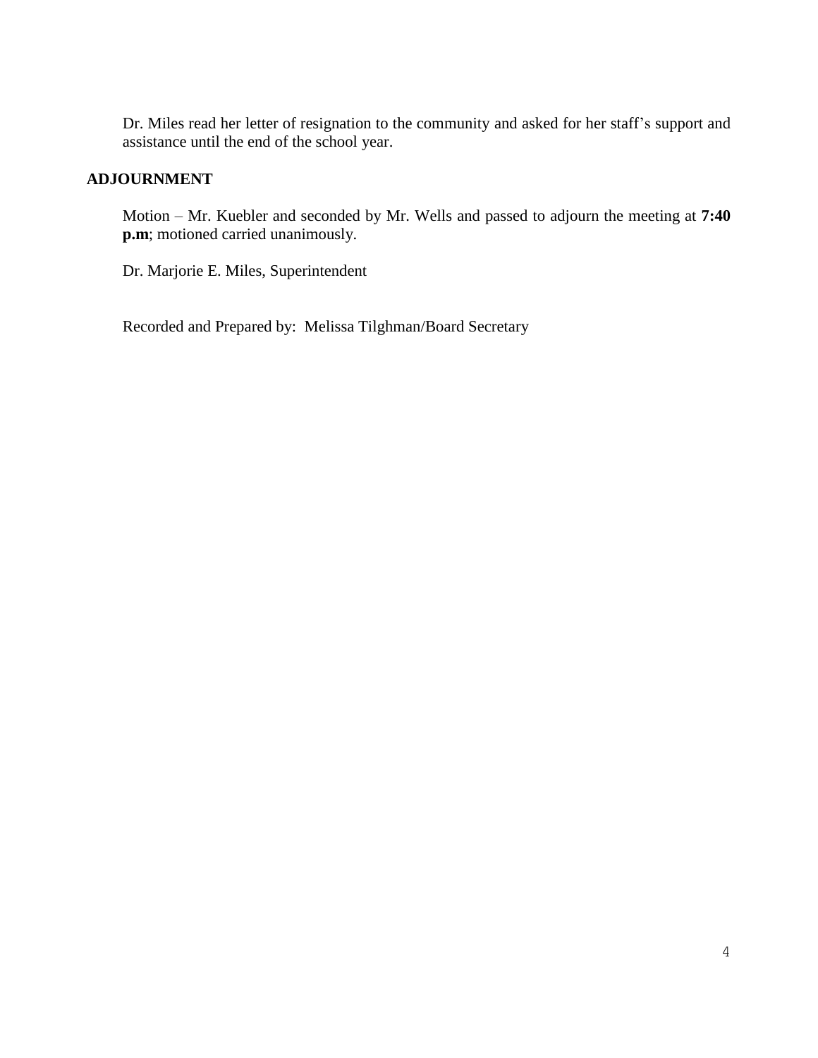Dr. Miles read her letter of resignation to the community and asked for her staff's support and assistance until the end of the school year.

## ADJOURNMENT

Motion – Mr. Kuebler and seconded by Mr. Wells and passed to adjourn the meeting at **7:40 p.m**; motioned carried unanimously.

Dr. Marjorie E. Miles, Superintendent

Recorded and Prepared by: Melissa Tilghman/Board Secretary